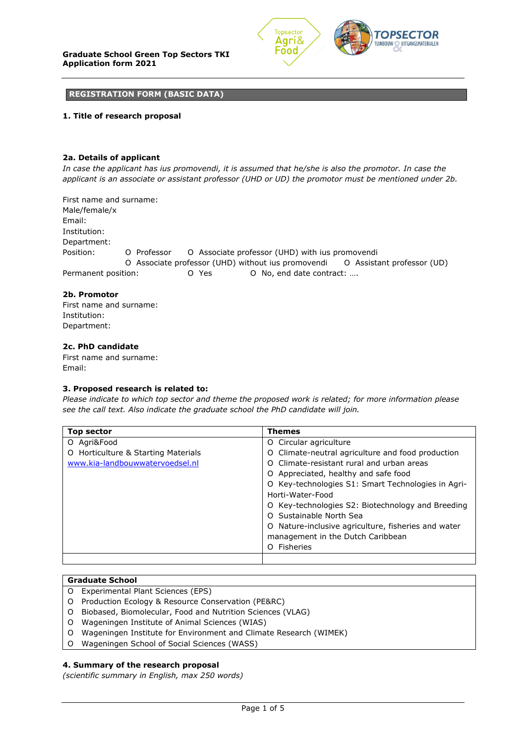**Graduate School Green Top Sectors TKI**
**Application form 2021**

## REGISTRATION FORM (BASIC DATA)

### 1. Title of research proposal

### 2a. Details of applicant

*In case the applicant has ius promovendi, it is assumed that he/she is also the promotor. In case the applicant is an associate or assistant professor (UHD or UD) the promotor must be mentioned under 2b.*

First name and surname:
Male/female/x
Email:
Institution:
Department:
Position: O Professor O Associate professor (UHD) with ius promovendi
O Associate professor (UHD) without ius promovendi O Assistant professor (UD)
Permanent position: O Yes O No, end date contract: ….

### 2b. Promotor

First name and surname:
Institution:
Department:

### 2c. PhD candidate

First name and surname:
Email:

### 3. Proposed research is related to:

*Please indicate to which top sector and theme the proposed work is related; for more information please see the call text. Also indicate the graduate school the PhD candidate will join.*

| Top sector | Themes |
|---|---|
| O Agri&Food<br>O Horticulture & Starting Materials<br>www.kia-landbouwwatervoedsel.nl | O Circular agriculture<br>O Climate-neutral agriculture and food production<br>O Climate-resistant rural and urban areas<br>O Appreciated, healthy and safe food<br>O Key-technologies S1: Smart Technologies in Agri-Horti-Water-Food<br>O Key-technologies S2: Biotechnology and Breeding<br>O Sustainable North Sea<br>O Nature-inclusive agriculture, fisheries and water management in the Dutch Caribbean<br>O Fisheries |
| | |

| Graduate School |
|---|
| O Experimental Plant Sciences (EPS) |
| O Production Ecology & Resource Conservation (PE&RC) |
| O Biobased, Biomolecular, Food and Nutrition Sciences (VLAG) |
| O Wageningen Institute of Animal Sciences (WIAS) |
| O Wageningen Institute for Environment and Climate Research (WIMEK) |
| O Wageningen School of Social Sciences (WASS) |

### 4. Summary of the research proposal

*(scientific summary in English, max 250 words)*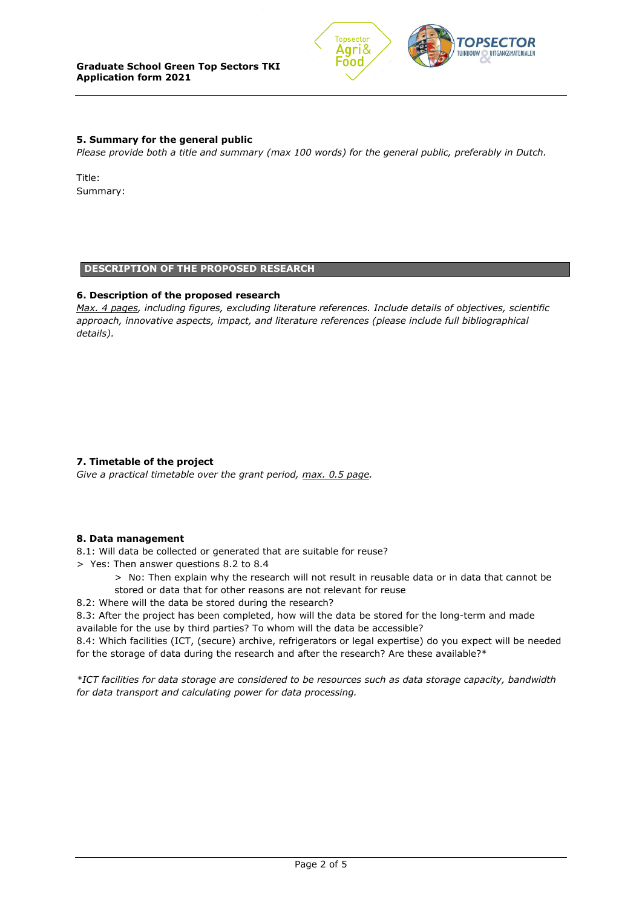### 5. Summary for the general public

*Please provide both a title and summary (max 100 words) for the general public, preferably in Dutch.*

Title:
Summary:

## DESCRIPTION OF THE PROPOSED RESEARCH

### 6. Description of the proposed research

*Max. 4 pages, including figures, excluding literature references. Include details of objectives, scientific approach, innovative aspects, impact, and literature references (please include full bibliographical details).*

### 7. Timetable of the project

*Give a practical timetable over the grant period, max. 0.5 page.*

### 8. Data management

8.1: Will data be collected or generated that are suitable for reuse?

> Yes: Then answer questions 8.2 to 8.4

> No: Then explain why the research will not result in reusable data or in data that cannot be stored or data that for other reasons are not relevant for reuse

8.2: Where will the data be stored during the research?

8.3: After the project has been completed, how will the data be stored for the long-term and made available for the use by third parties? To whom will the data be accessible?

8.4: Which facilities (ICT, (secure) archive, refrigerators or legal expertise) do you expect will be needed for the storage of data during the research and after the research? Are these available?*

**ICT facilities for data storage are considered to be resources such as data storage capacity, bandwidth for data transport and calculating power for data processing.*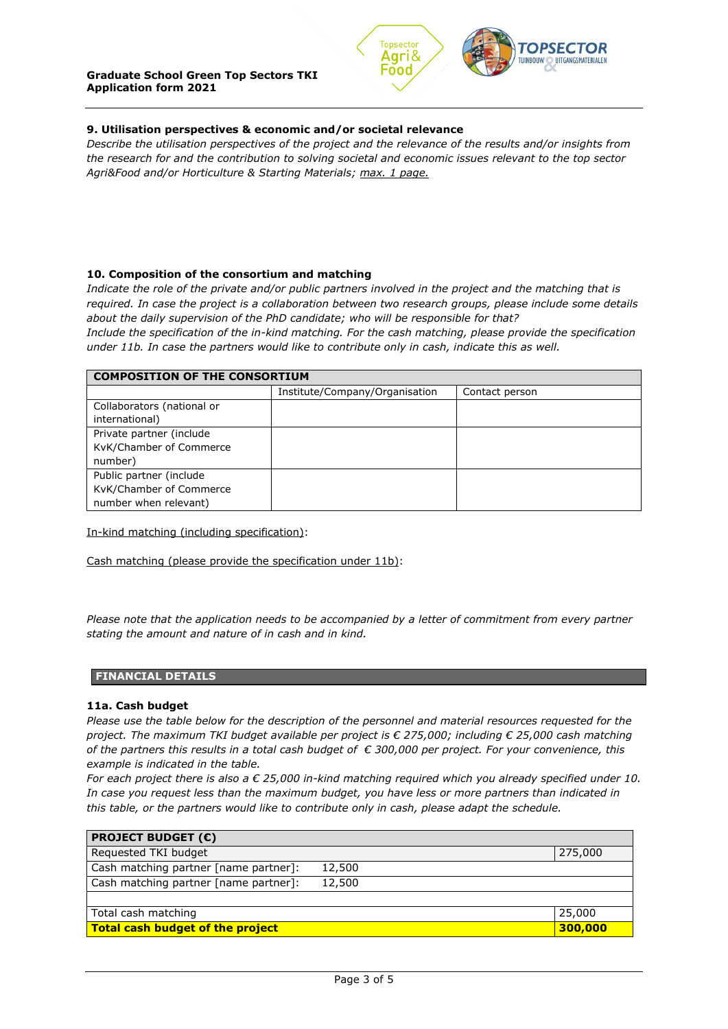### 9. Utilisation perspectives & economic and/or societal relevance

*Describe the utilisation perspectives of the project and the relevance of the results and/or insights from the research for and the contribution to solving societal and economic issues relevant to the top sector Agri&Food and/or Horticulture & Starting Materials; max. 1 page.*

### 10. Composition of the consortium and matching

*Indicate the role of the private and/or public partners involved in the project and the matching that is required. In case the project is a collaboration between two research groups, please include some details about the daily supervision of the PhD candidate; who will be responsible for that?*
*Include the specification of the in-kind matching. For the cash matching, please provide the specification under 11b. In case the partners would like to contribute only in cash, indicate this as well.*

| COMPOSITION OF THE CONSORTIUM | | |
|---|---|---|
| | Institute/Company/Organisation | Contact person |
| Collaborators (national or international) | | |
| Private partner (include KvK/Chamber of Commerce number) | | |
| Public partner (include KvK/Chamber of Commerce number when relevant) | | |

In-kind matching (including specification):

Cash matching (please provide the specification under 11b):

*Please note that the application needs to be accompanied by a letter of commitment from every partner stating the amount and nature of in cash and in kind.*

## FINANCIAL DETAILS

### 11a. Cash budget

*Please use the table below for the description of the personnel and material resources requested for the project. The maximum TKI budget available per project is € 275,000; including € 25,000 cash matching of the partners this results in a total cash budget of € 300,000 per project. For your convenience, this example is indicated in the table.*
*For each project there is also a € 25,000 in-kind matching required which you already specified under 10. In case you request less than the maximum budget, you have less or more partners than indicated in this table, or the partners would like to contribute only in cash, please adapt the schedule.*

| PROJECT BUDGET (€) | |
|---|---|
| Requested TKI budget | 275,000 |
| Cash matching partner [name partner]: 12,500 | |
| Cash matching partner [name partner]: 12,500 | |
| | |
| Total cash matching | 25,000 |
| **Total cash budget of the project** | **300,000** |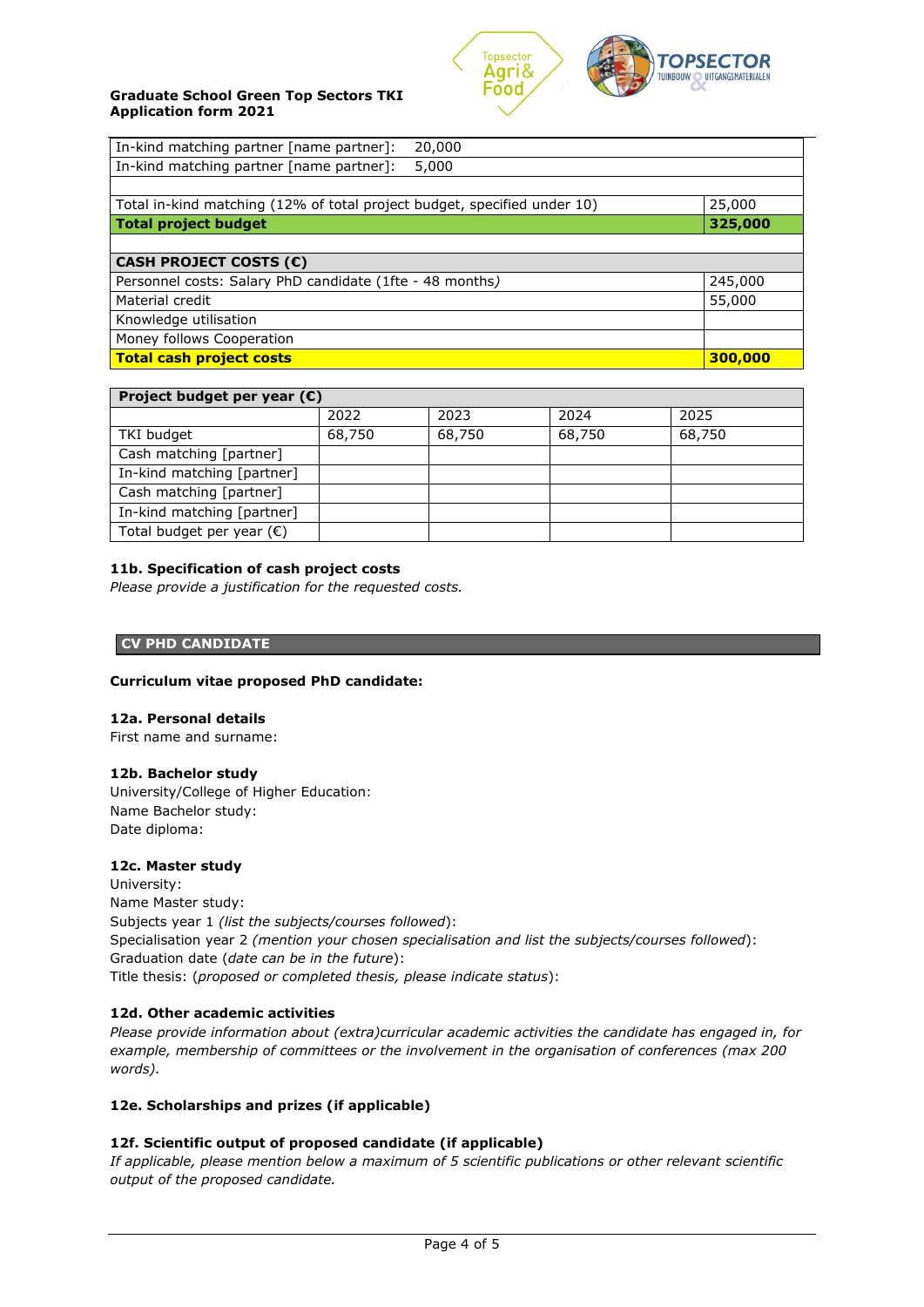| | |
|---|---|
| In-kind matching partner [name partner]: 20,000 | |
| In-kind matching partner [name partner]: 5,000 | |
| | |
| Total in-kind matching (12% of total project budget, specified under 10) | 25,000 |
| **Total project budget** | **325,000** |
| | |
| **CASH PROJECT COSTS (€)** | |
| Personnel costs: Salary PhD candidate (1fte - 48 months) | 245,000 |
| Material credit | 55,000 |
| Knowledge utilisation | |
| Money follows Cooperation | |
| **Total cash project costs** | **300,000** |

| **Project budget per year (€)** | | | | |
|---|---|---|---|---|
| | 2022 | 2023 | 2024 | 2025 |
| TKI budget | 68,750 | 68,750 | 68,750 | 68,750 |
| Cash matching [partner] | | | | |
| In-kind matching [partner] | | | | |
| Cash matching [partner] | | | | |
| In-kind matching [partner] | | | | |
| Total budget per year (€) | | | | |

### 11b. Specification of cash project costs

*Please provide a justification for the requested costs.*

## CV PHD CANDIDATE

**Curriculum vitae proposed PhD candidate:**

### 12a. Personal details

First name and surname:

### 12b. Bachelor study

University/College of Higher Education:
Name Bachelor study:
Date diploma:

### 12c. Master study

University:
Name Master study:
Subjects year 1 *(list the subjects/courses followed)*:
Specialisation year 2 *(mention your chosen specialisation and list the subjects/courses followed)*:
Graduation date (*date can be in the future*):
Title thesis: (*proposed or completed thesis, please indicate status*):

### 12d. Other academic activities

*Please provide information about (extra)curricular academic activities the candidate has engaged in, for example, membership of committees or the involvement in the organisation of conferences (max 200 words).*

### 12e. Scholarships and prizes (if applicable)

### 12f. Scientific output of proposed candidate (if applicable)

*If applicable, please mention below a maximum of 5 scientific publications or other relevant scientific output of the proposed candidate.*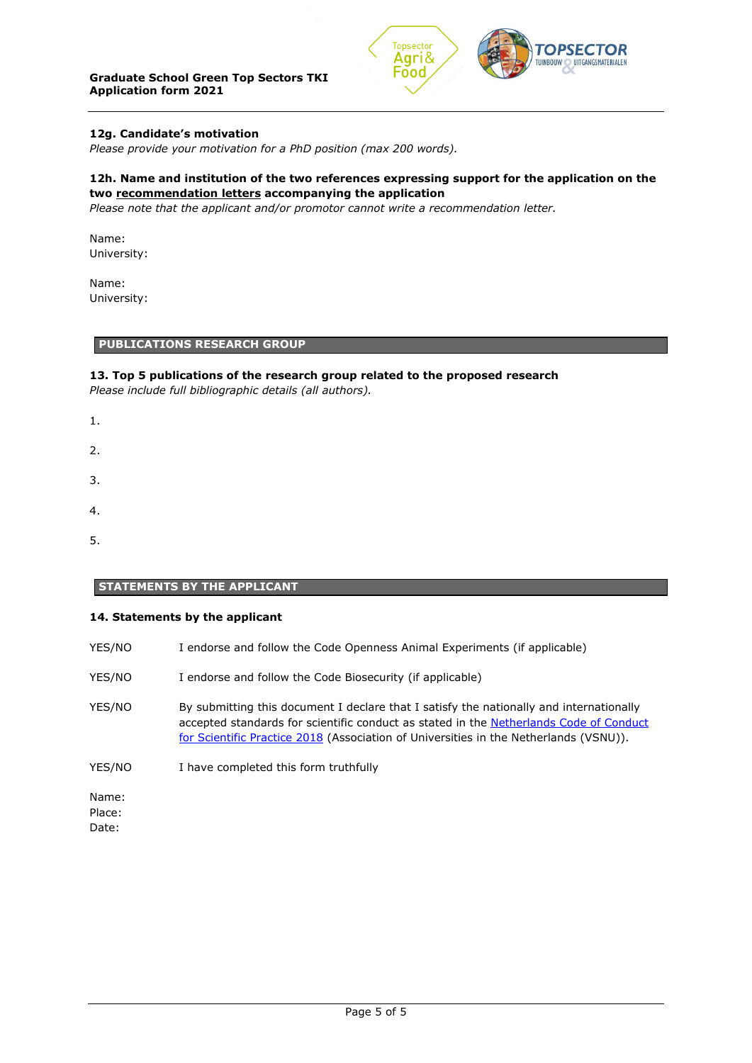### 12g. Candidate's motivation

*Please provide your motivation for a PhD position (max 200 words).*

### 12h. Name and institution of the two references expressing support for the application on the two recommendation letters accompanying the application

*Please note that the applicant and/or promotor cannot write a recommendation letter.*

Name:
University:

Name:
University:

## PUBLICATIONS RESEARCH GROUP

### 13. Top 5 publications of the research group related to the proposed research

*Please include full bibliographic details (all authors).*

1.

2.

3.

4.

5.

## STATEMENTS BY THE APPLICANT

### 14. Statements by the applicant

| | |
|---|---|
| YES/NO | I endorse and follow the Code Openness Animal Experiments (if applicable) |
| YES/NO | I endorse and follow the Code Biosecurity (if applicable) |
| YES/NO | By submitting this document I declare that I satisfy the nationally and internationally accepted standards for scientific conduct as stated in the Netherlands Code of Conduct for Scientific Practice 2018 (Association of Universities in the Netherlands (VSNU)). |
| YES/NO | I have completed this form truthfully |

Name:
Place:
Date: